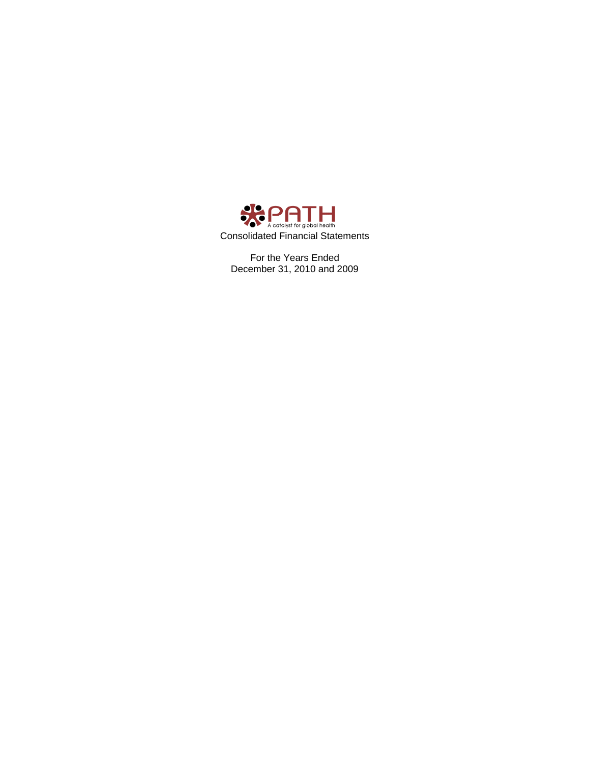# PATH

A catalyst for global health

Consolidated Financial Statements

For the Years Ended
December 31, 2010 and 2009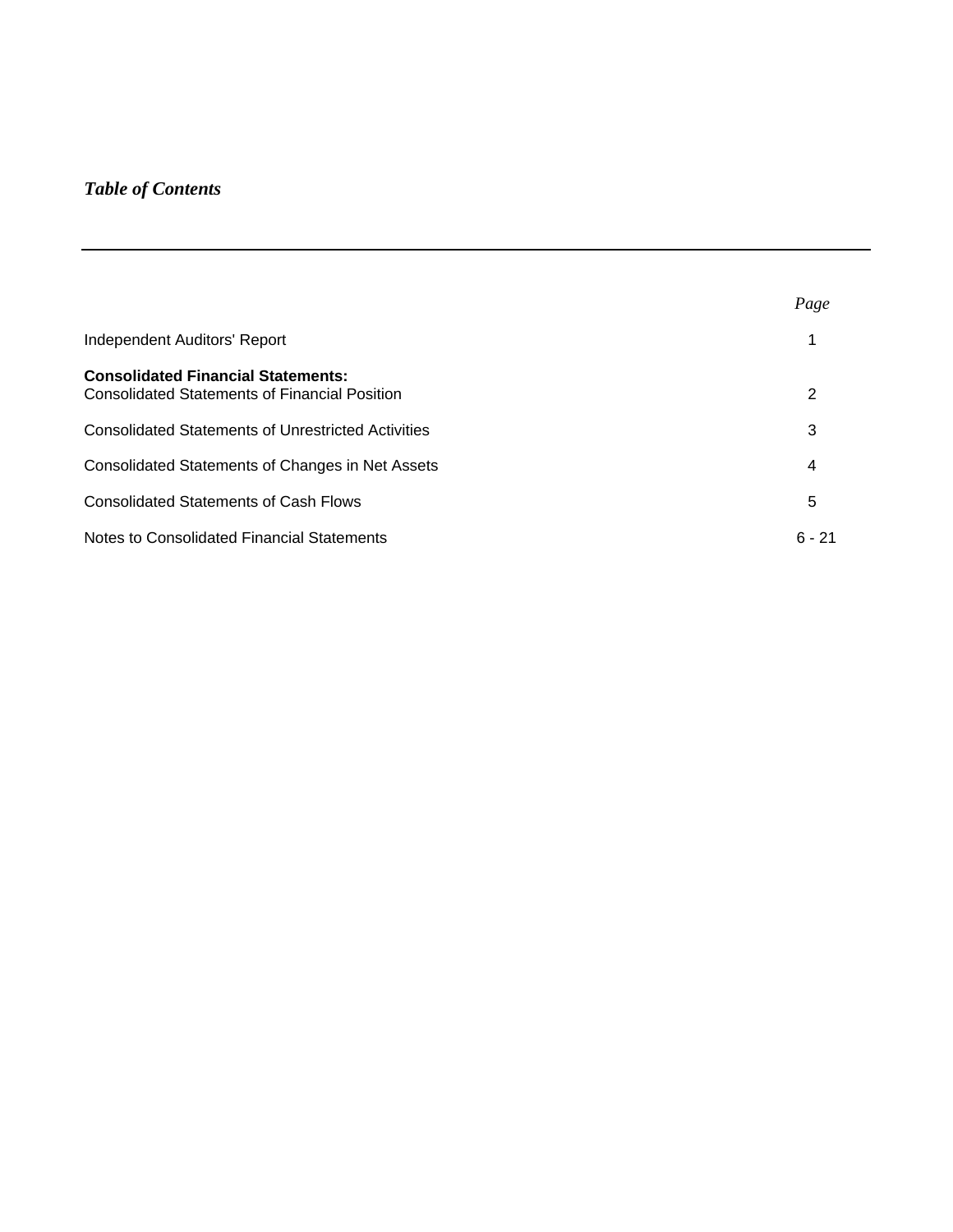## *Table of Contents*

| | *Page* |
|---|---|
| Independent Auditors' Report | 1 |
| **Consolidated Financial Statements:** | |
| Consolidated Statements of Financial Position | 2 |
| Consolidated Statements of Unrestricted Activities | 3 |
| Consolidated Statements of Changes in Net Assets | 4 |
| Consolidated Statements of Cash Flows | 5 |
| Notes to Consolidated Financial Statements | 6 - 21 |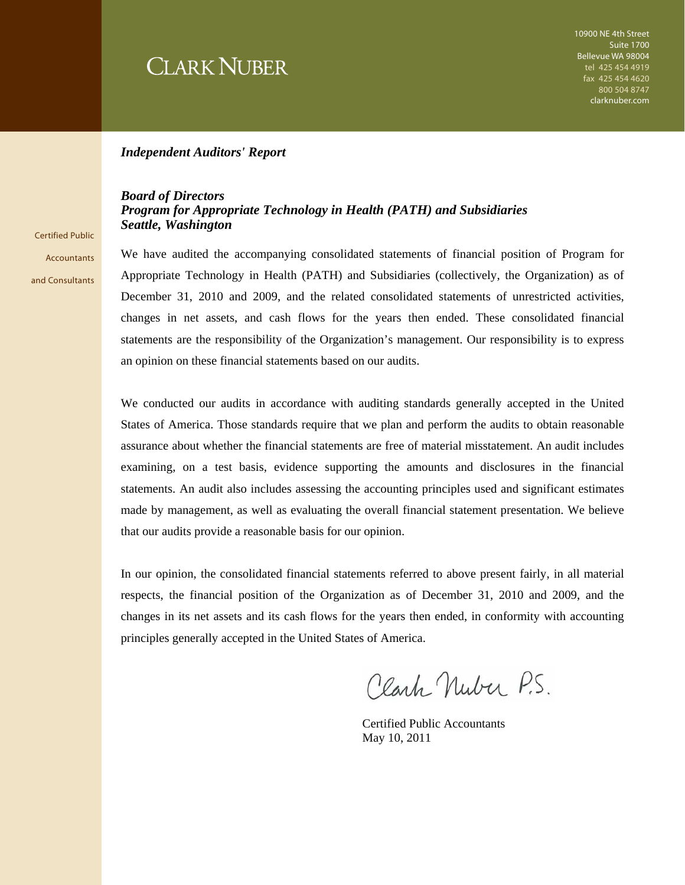# CLARK NUBER

10900 NE 4th Street
Suite 1700
Bellevue WA 98004
tel 425 454 4919
fax 425 454 4620
800 504 8747
clarknuber.com

Certified Public Accountants and Consultants

***Independent Auditors' Report***

***Board of Directors***
***Program for Appropriate Technology in Health (PATH) and Subsidiaries***
***Seattle, Washington***

We have audited the accompanying consolidated statements of financial position of Program for Appropriate Technology in Health (PATH) and Subsidiaries (collectively, the Organization) as of December 31, 2010 and 2009, and the related consolidated statements of unrestricted activities, changes in net assets, and cash flows for the years then ended. These consolidated financial statements are the responsibility of the Organization's management. Our responsibility is to express an opinion on these financial statements based on our audits.

We conducted our audits in accordance with auditing standards generally accepted in the United States of America. Those standards require that we plan and perform the audits to obtain reasonable assurance about whether the financial statements are free of material misstatement. An audit includes examining, on a test basis, evidence supporting the amounts and disclosures in the financial statements. An audit also includes assessing the accounting principles used and significant estimates made by management, as well as evaluating the overall financial statement presentation. We believe that our audits provide a reasonable basis for our opinion.

In our opinion, the consolidated financial statements referred to above present fairly, in all material respects, the financial position of the Organization as of December 31, 2010 and 2009, and the changes in its net assets and its cash flows for the years then ended, in conformity with accounting principles generally accepted in the United States of America.

Clark Nuber P.S.

Certified Public Accountants
May 10, 2011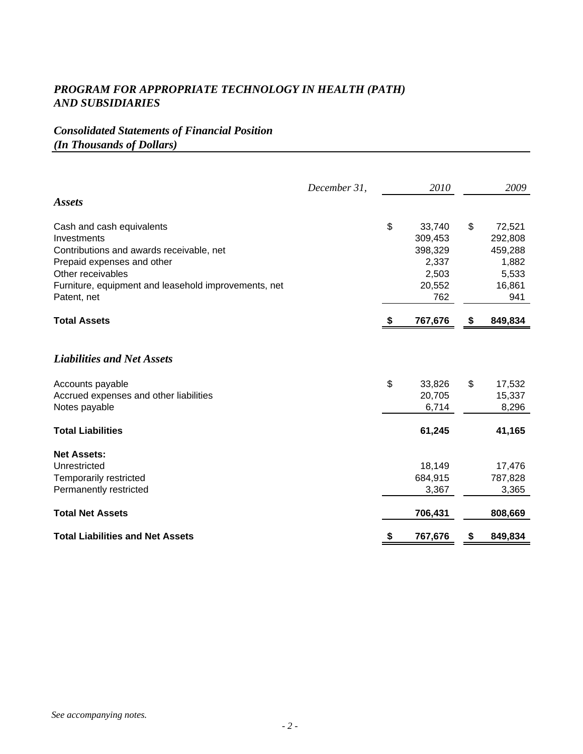# *PROGRAM FOR APPROPRIATE TECHNOLOGY IN HEALTH (PATH) AND SUBSIDIARIES*

## *Consolidated Statements of Financial Position*
## *(In Thousands of Dollars)*

| *December 31,* | *2010* | *2009* |
|---|---|---|
| ***Assets*** | | |
| Cash and cash equivalents | $ 33,740 | $ 72,521 |
| Investments | 309,453 | 292,808 |
| Contributions and awards receivable, net | 398,329 | 459,288 |
| Prepaid expenses and other | 2,337 | 1,882 |
| Other receivables | 2,503 | 5,533 |
| Furniture, equipment and leasehold improvements, net | 20,552 | 16,861 |
| Patent, net | 762 | 941 |
| **Total Assets** | **$ 767,676** | **$ 849,834** |
| ***Liabilities and Net Assets*** | | |
| Accounts payable | $ 33,826 | $ 17,532 |
| Accrued expenses and other liabilities | 20,705 | 15,337 |
| Notes payable | 6,714 | 8,296 |
| **Total Liabilities** | **61,245** | **41,165** |
| **Net Assets:** | | |
| Unrestricted | 18,149 | 17,476 |
| Temporarily restricted | 684,915 | 787,828 |
| Permanently restricted | 3,367 | 3,365 |
| **Total Net Assets** | **706,431** | **808,669** |
| **Total Liabilities and Net Assets** | **$ 767,676** | **$ 849,834** |

*See accompanying notes.*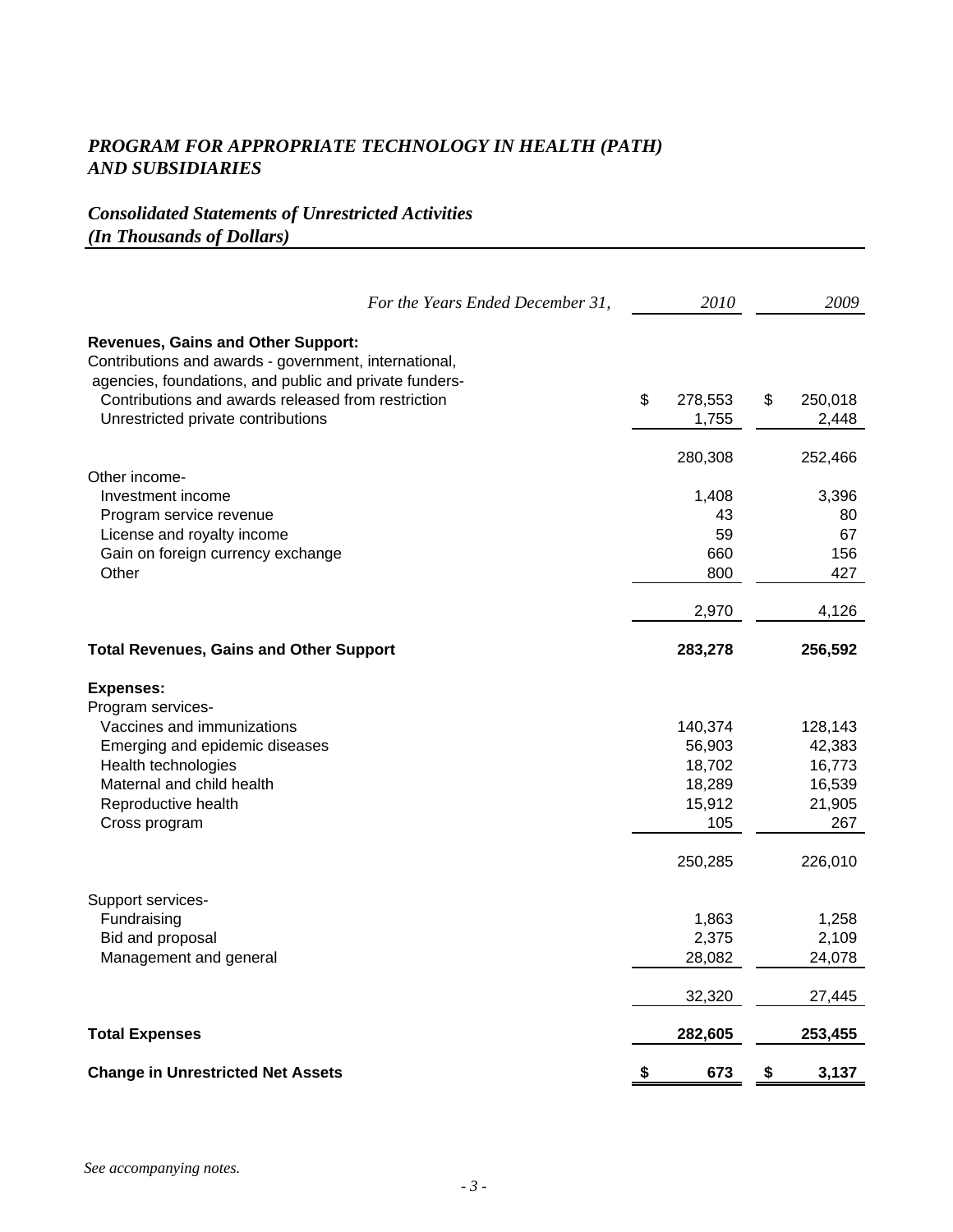*PROGRAM FOR APPROPRIATE TECHNOLOGY IN HEALTH (PATH)*
*AND SUBSIDIARIES*

## *Consolidated Statements of Unrestricted Activities*
## *(In Thousands of Dollars)*

| *For the Years Ended December 31,* | *2010* | *2009* |
|---|---|---|
| **Revenues, Gains and Other Support:** | | |
| Contributions and awards - government, international, agencies, foundations, and public and private funders- | | |
| Contributions and awards released from restriction | $ 278,553 | $ 250,018 |
| Unrestricted private contributions | 1,755 | 2,448 |
| | 280,308 | 252,466 |
| Other income- | | |
| Investment income | 1,408 | 3,396 |
| Program service revenue | 43 | 80 |
| License and royalty income | 59 | 67 |
| Gain on foreign currency exchange | 660 | 156 |
| Other | 800 | 427 |
| | 2,970 | 4,126 |
| **Total Revenues, Gains and Other Support** | **283,278** | **256,592** |
| **Expenses:** | | |
| Program services- | | |
| Vaccines and immunizations | 140,374 | 128,143 |
| Emerging and epidemic diseases | 56,903 | 42,383 |
| Health technologies | 18,702 | 16,773 |
| Maternal and child health | 18,289 | 16,539 |
| Reproductive health | 15,912 | 21,905 |
| Cross program | 105 | 267 |
| | 250,285 | 226,010 |
| Support services- | | |
| Fundraising | 1,863 | 1,258 |
| Bid and proposal | 2,375 | 2,109 |
| Management and general | 28,082 | 24,078 |
| | 32,320 | 27,445 |
| **Total Expenses** | **282,605** | **253,455** |
| **Change in Unrestricted Net Assets** | **$ 673** | **$ 3,137** |

*See accompanying notes.*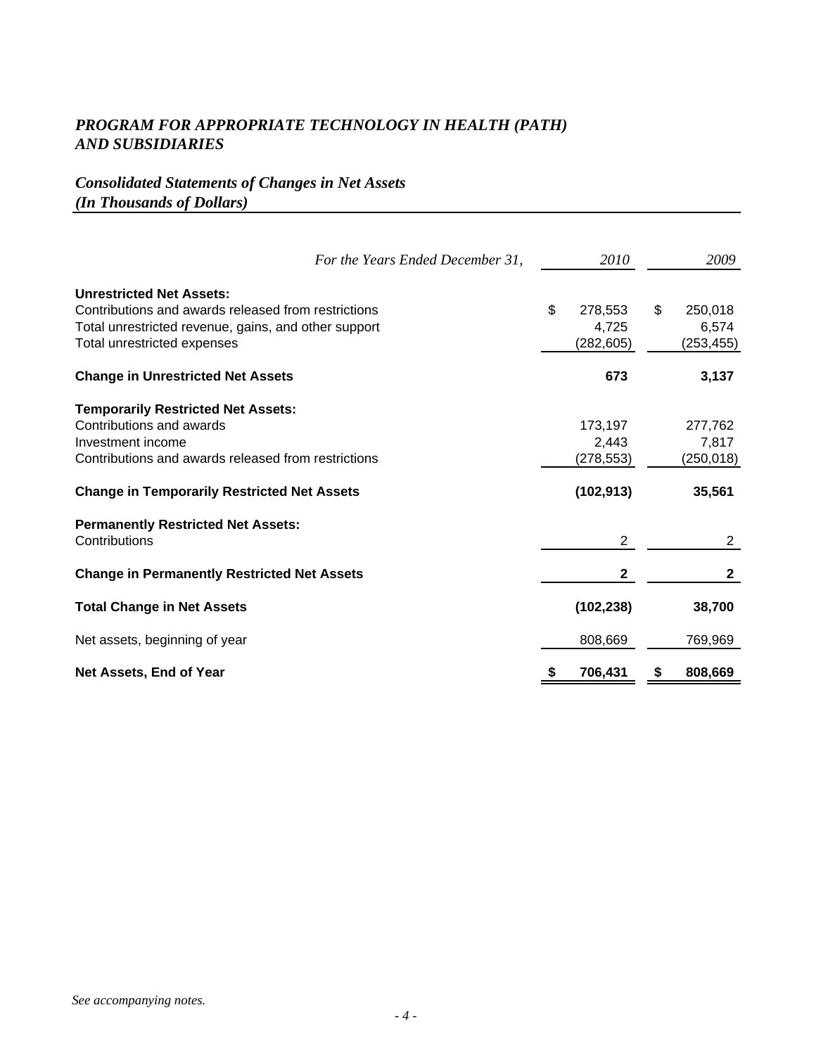# *PROGRAM FOR APPROPRIATE TECHNOLOGY IN HEALTH (PATH) AND SUBSIDIARIES*

## *Consolidated Statements of Changes in Net Assets*
### *(In Thousands of Dollars)*

| *For the Years Ended December 31,* | *2010* | *2009* |
|---|---|---|
| **Unrestricted Net Assets:** | | |
| Contributions and awards released from restrictions | $ 278,553 | $ 250,018 |
| Total unrestricted revenue, gains, and other support | 4,725 | 6,574 |
| Total unrestricted expenses | (282,605) | (253,455) |
| **Change in Unrestricted Net Assets** | **673** | **3,137** |
| **Temporarily Restricted Net Assets:** | | |
| Contributions and awards | 173,197 | 277,762 |
| Investment income | 2,443 | 7,817 |
| Contributions and awards released from restrictions | (278,553) | (250,018) |
| **Change in Temporarily Restricted Net Assets** | **(102,913)** | **35,561** |
| **Permanently Restricted Net Assets:** | | |
| Contributions | 2 | 2 |
| **Change in Permanently Restricted Net Assets** | **2** | **2** |
| **Total Change in Net Assets** | **(102,238)** | **38,700** |
| Net assets, beginning of year | 808,669 | 769,969 |
| **Net Assets, End of Year** | **$ 706,431** | **$ 808,669** |

*See accompanying notes.*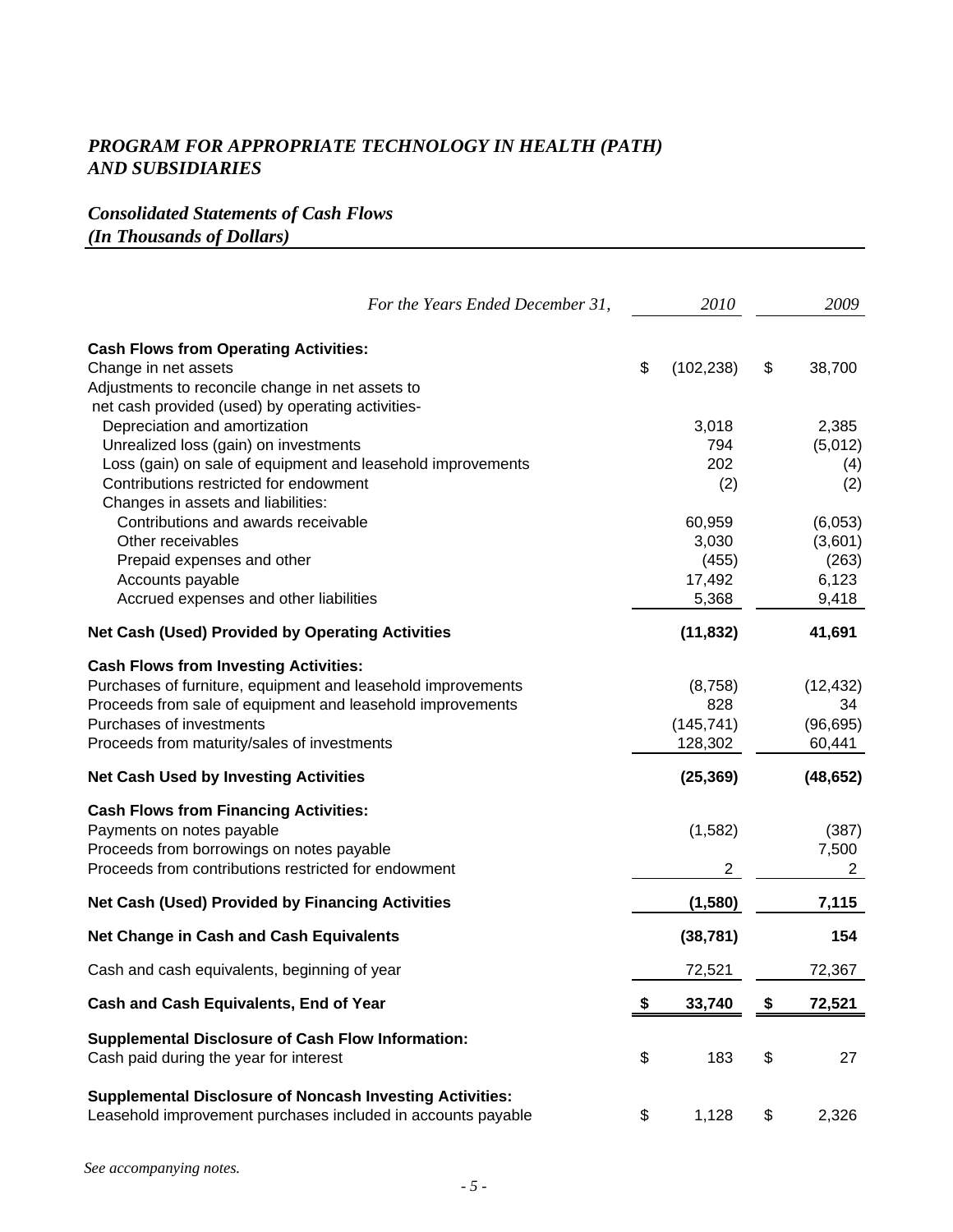# *PROGRAM FOR APPROPRIATE TECHNOLOGY IN HEALTH (PATH) AND SUBSIDIARIES*

## *Consolidated Statements of Cash Flows*
## *(In Thousands of Dollars)*

| *For the Years Ended December 31,* | *2010* | *2009* |
|---|---|---|
| **Cash Flows from Operating Activities:** | | |
| Change in net assets | $ (102,238) | $ 38,700 |
| Adjustments to reconcile change in net assets to net cash provided (used) by operating activities- | | |
| Depreciation and amortization | 3,018 | 2,385 |
| Unrealized loss (gain) on investments | 794 | (5,012) |
| Loss (gain) on sale of equipment and leasehold improvements | 202 | (4) |
| Contributions restricted for endowment | (2) | (2) |
| Changes in assets and liabilities: | | |
| Contributions and awards receivable | 60,959 | (6,053) |
| Other receivables | 3,030 | (3,601) |
| Prepaid expenses and other | (455) | (263) |
| Accounts payable | 17,492 | 6,123 |
| Accrued expenses and other liabilities | 5,368 | 9,418 |
| **Net Cash (Used) Provided by Operating Activities** | **(11,832)** | **41,691** |
| **Cash Flows from Investing Activities:** | | |
| Purchases of furniture, equipment and leasehold improvements | (8,758) | (12,432) |
| Proceeds from sale of equipment and leasehold improvements | 828 | 34 |
| Purchases of investments | (145,741) | (96,695) |
| Proceeds from maturity/sales of investments | 128,302 | 60,441 |
| **Net Cash Used by Investing Activities** | **(25,369)** | **(48,652)** |
| **Cash Flows from Financing Activities:** | | |
| Payments on notes payable | (1,582) | (387) |
| Proceeds from borrowings on notes payable | | 7,500 |
| Proceeds from contributions restricted for endowment | 2 | 2 |
| **Net Cash (Used) Provided by Financing Activities** | **(1,580)** | **7,115** |
| **Net Change in Cash and Cash Equivalents** | **(38,781)** | **154** |
| Cash and cash equivalents, beginning of year | 72,521 | 72,367 |
| **Cash and Cash Equivalents, End of Year** | **$ 33,740** | **$ 72,521** |
| **Supplemental Disclosure of Cash Flow Information:** | | |
| Cash paid during the year for interest | $ 183 | $ 27 |
| **Supplemental Disclosure of Noncash Investing Activities:** | | |
| Leasehold improvement purchases included in accounts payable | $ 1,128 | $ 2,326 |

*See accompanying notes.*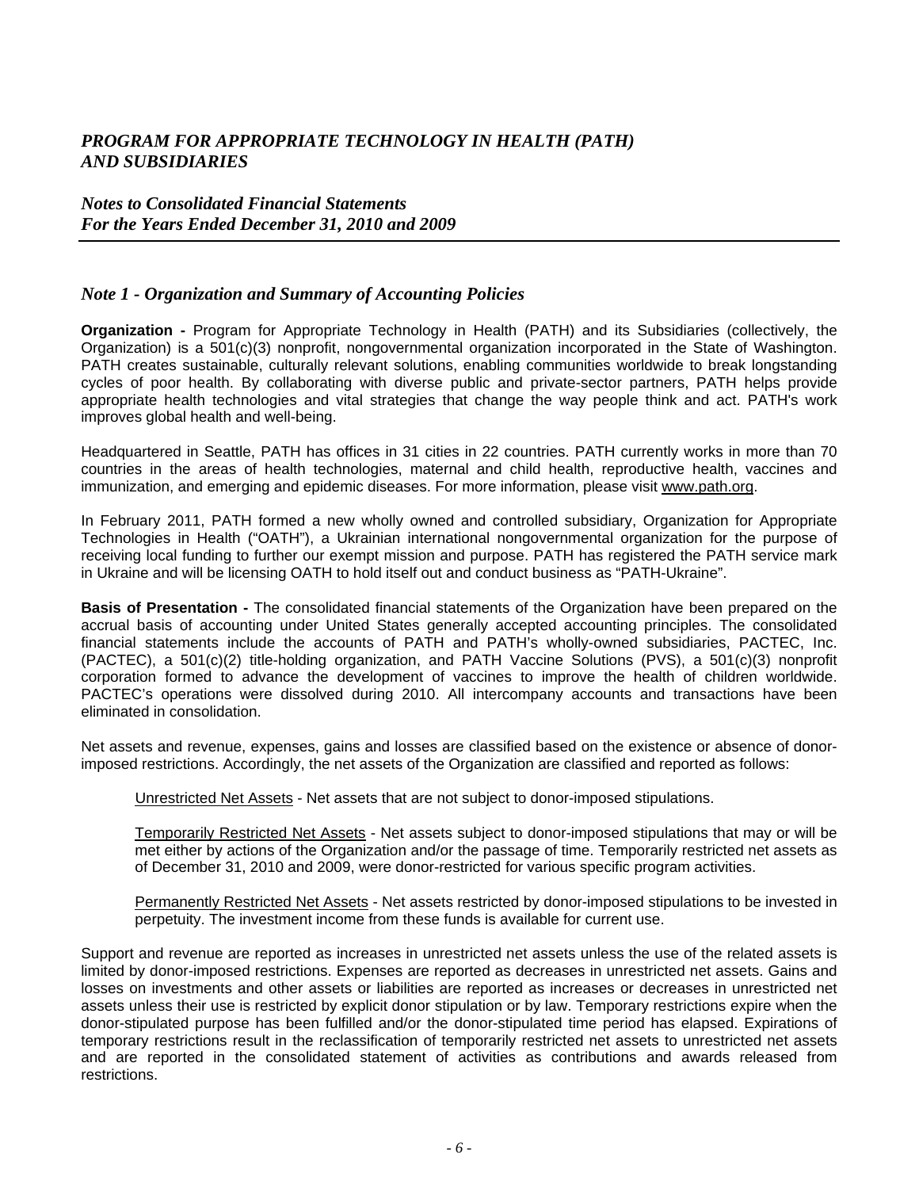# *PROGRAM FOR APPROPRIATE TECHNOLOGY IN HEALTH (PATH) AND SUBSIDIARIES*

## *Notes to Consolidated Financial Statements For the Years Ended December 31, 2010 and 2009*

---

### *Note 1 - Organization and Summary of Accounting Policies*

**Organization -** Program for Appropriate Technology in Health (PATH) and its Subsidiaries (collectively, the Organization) is a 501(c)(3) nonprofit, nongovernmental organization incorporated in the State of Washington. PATH creates sustainable, culturally relevant solutions, enabling communities worldwide to break longstanding cycles of poor health. By collaborating with diverse public and private-sector partners, PATH helps provide appropriate health technologies and vital strategies that change the way people think and act. PATH's work improves global health and well-being.

Headquartered in Seattle, PATH has offices in 31 cities in 22 countries. PATH currently works in more than 70 countries in the areas of health technologies, maternal and child health, reproductive health, vaccines and immunization, and emerging and epidemic diseases. For more information, please visit www.path.org.

In February 2011, PATH formed a new wholly owned and controlled subsidiary, Organization for Appropriate Technologies in Health ("OATH"), a Ukrainian international nongovernmental organization for the purpose of receiving local funding to further our exempt mission and purpose. PATH has registered the PATH service mark in Ukraine and will be licensing OATH to hold itself out and conduct business as "PATH-Ukraine".

**Basis of Presentation -** The consolidated financial statements of the Organization have been prepared on the accrual basis of accounting under United States generally accepted accounting principles. The consolidated financial statements include the accounts of PATH and PATH's wholly-owned subsidiaries, PACTEC, Inc. (PACTEC), a 501(c)(2) title-holding organization, and PATH Vaccine Solutions (PVS), a 501(c)(3) nonprofit corporation formed to advance the development of vaccines to improve the health of children worldwide. PACTEC's operations were dissolved during 2010. All intercompany accounts and transactions have been eliminated in consolidation.

Net assets and revenue, expenses, gains and losses are classified based on the existence or absence of donor-imposed restrictions. Accordingly, the net assets of the Organization are classified and reported as follows:

Unrestricted Net Assets - Net assets that are not subject to donor-imposed stipulations.

Temporarily Restricted Net Assets - Net assets subject to donor-imposed stipulations that may or will be met either by actions of the Organization and/or the passage of time. Temporarily restricted net assets as of December 31, 2010 and 2009, were donor-restricted for various specific program activities.

Permanently Restricted Net Assets - Net assets restricted by donor-imposed stipulations to be invested in perpetuity. The investment income from these funds is available for current use.

Support and revenue are reported as increases in unrestricted net assets unless the use of the related assets is limited by donor-imposed restrictions. Expenses are reported as decreases in unrestricted net assets. Gains and losses on investments and other assets or liabilities are reported as increases or decreases in unrestricted net assets unless their use is restricted by explicit donor stipulation or by law. Temporary restrictions expire when the donor-stipulated purpose has been fulfilled and/or the donor-stipulated time period has elapsed. Expirations of temporary restrictions result in the reclassification of temporarily restricted net assets to unrestricted net assets and are reported in the consolidated statement of activities as contributions and awards released from restrictions.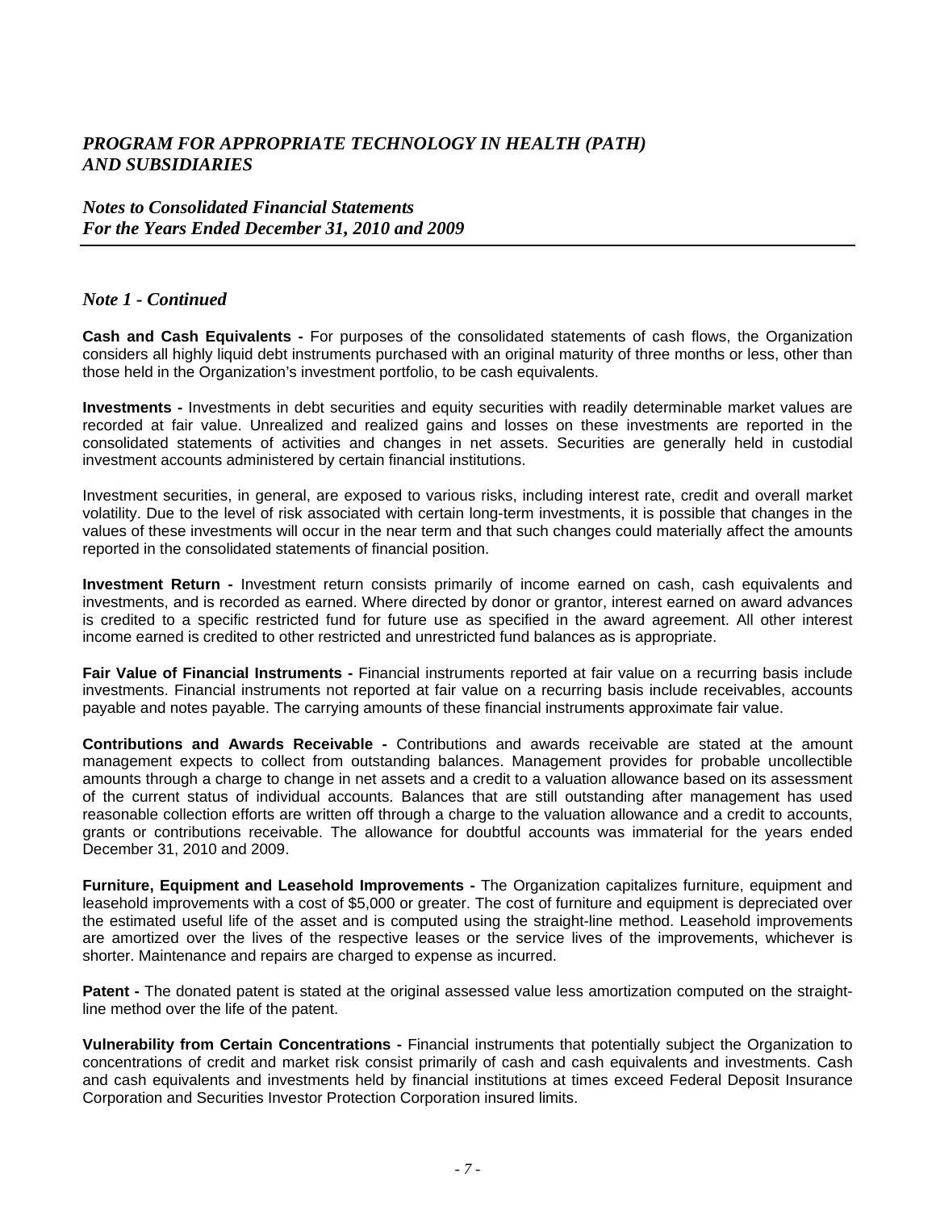# *PROGRAM FOR APPROPRIATE TECHNOLOGY IN HEALTH (PATH) AND SUBSIDIARIES*

## *Notes to Consolidated Financial Statements For the Years Ended December 31, 2010 and 2009*

### *Note 1 - Continued*

**Cash and Cash Equivalents -** For purposes of the consolidated statements of cash flows, the Organization considers all highly liquid debt instruments purchased with an original maturity of three months or less, other than those held in the Organization's investment portfolio, to be cash equivalents.

**Investments -** Investments in debt securities and equity securities with readily determinable market values are recorded at fair value. Unrealized and realized gains and losses on these investments are reported in the consolidated statements of activities and changes in net assets. Securities are generally held in custodial investment accounts administered by certain financial institutions.

Investment securities, in general, are exposed to various risks, including interest rate, credit and overall market volatility. Due to the level of risk associated with certain long-term investments, it is possible that changes in the values of these investments will occur in the near term and that such changes could materially affect the amounts reported in the consolidated statements of financial position.

**Investment Return -** Investment return consists primarily of income earned on cash, cash equivalents and investments, and is recorded as earned. Where directed by donor or grantor, interest earned on award advances is credited to a specific restricted fund for future use as specified in the award agreement. All other interest income earned is credited to other restricted and unrestricted fund balances as is appropriate.

**Fair Value of Financial Instruments -** Financial instruments reported at fair value on a recurring basis include investments. Financial instruments not reported at fair value on a recurring basis include receivables, accounts payable and notes payable. The carrying amounts of these financial instruments approximate fair value.

**Contributions and Awards Receivable -** Contributions and awards receivable are stated at the amount management expects to collect from outstanding balances. Management provides for probable uncollectible amounts through a charge to change in net assets and a credit to a valuation allowance based on its assessment of the current status of individual accounts. Balances that are still outstanding after management has used reasonable collection efforts are written off through a charge to the valuation allowance and a credit to accounts, grants or contributions receivable. The allowance for doubtful accounts was immaterial for the years ended December 31, 2010 and 2009.

**Furniture, Equipment and Leasehold Improvements -** The Organization capitalizes furniture, equipment and leasehold improvements with a cost of $5,000 or greater. The cost of furniture and equipment is depreciated over the estimated useful life of the asset and is computed using the straight-line method. Leasehold improvements are amortized over the lives of the respective leases or the service lives of the improvements, whichever is shorter. Maintenance and repairs are charged to expense as incurred.

**Patent -** The donated patent is stated at the original assessed value less amortization computed on the straight-line method over the life of the patent.

**Vulnerability from Certain Concentrations -** Financial instruments that potentially subject the Organization to concentrations of credit and market risk consist primarily of cash and cash equivalents and investments. Cash and cash equivalents and investments held by financial institutions at times exceed Federal Deposit Insurance Corporation and Securities Investor Protection Corporation insured limits.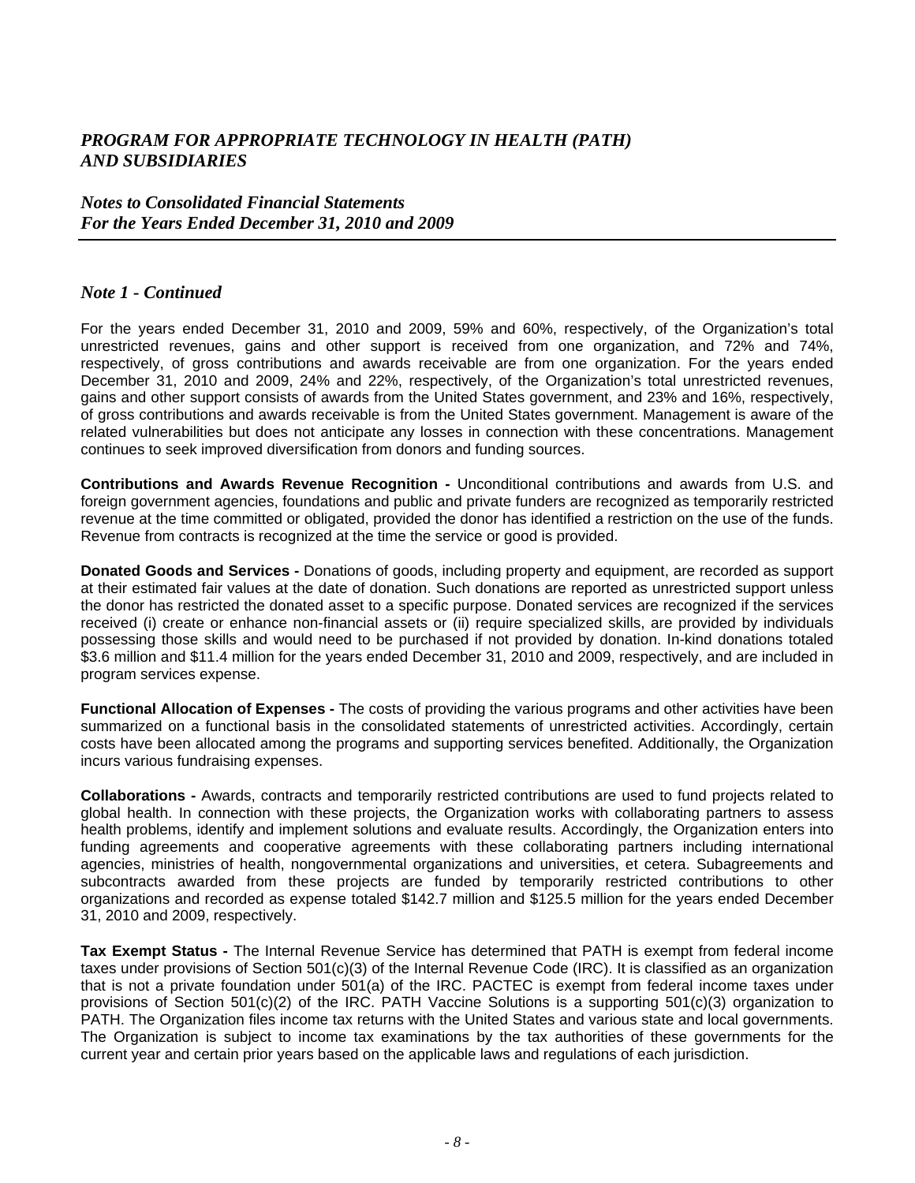# *PROGRAM FOR APPROPRIATE TECHNOLOGY IN HEALTH (PATH) AND SUBSIDIARIES*

## *Notes to Consolidated Financial Statements For the Years Ended December 31, 2010 and 2009*

### *Note 1 - Continued*

For the years ended December 31, 2010 and 2009, 59% and 60%, respectively, of the Organization's total unrestricted revenues, gains and other support is received from one organization, and 72% and 74%, respectively, of gross contributions and awards receivable are from one organization. For the years ended December 31, 2010 and 2009, 24% and 22%, respectively, of the Organization's total unrestricted revenues, gains and other support consists of awards from the United States government, and 23% and 16%, respectively, of gross contributions and awards receivable is from the United States government. Management is aware of the related vulnerabilities but does not anticipate any losses in connection with these concentrations. Management continues to seek improved diversification from donors and funding sources.

**Contributions and Awards Revenue Recognition -** Unconditional contributions and awards from U.S. and foreign government agencies, foundations and public and private funders are recognized as temporarily restricted revenue at the time committed or obligated, provided the donor has identified a restriction on the use of the funds. Revenue from contracts is recognized at the time the service or good is provided.

**Donated Goods and Services -** Donations of goods, including property and equipment, are recorded as support at their estimated fair values at the date of donation. Such donations are reported as unrestricted support unless the donor has restricted the donated asset to a specific purpose. Donated services are recognized if the services received (i) create or enhance non-financial assets or (ii) require specialized skills, are provided by individuals possessing those skills and would need to be purchased if not provided by donation. In-kind donations totaled \$3.6 million and \$11.4 million for the years ended December 31, 2010 and 2009, respectively, and are included in program services expense.

**Functional Allocation of Expenses -** The costs of providing the various programs and other activities have been summarized on a functional basis in the consolidated statements of unrestricted activities. Accordingly, certain costs have been allocated among the programs and supporting services benefited. Additionally, the Organization incurs various fundraising expenses.

**Collaborations -** Awards, contracts and temporarily restricted contributions are used to fund projects related to global health. In connection with these projects, the Organization works with collaborating partners to assess health problems, identify and implement solutions and evaluate results. Accordingly, the Organization enters into funding agreements and cooperative agreements with these collaborating partners including international agencies, ministries of health, nongovernmental organizations and universities, et cetera. Subagreements and subcontracts awarded from these projects are funded by temporarily restricted contributions to other organizations and recorded as expense totaled \$142.7 million and \$125.5 million for the years ended December 31, 2010 and 2009, respectively.

**Tax Exempt Status -** The Internal Revenue Service has determined that PATH is exempt from federal income taxes under provisions of Section 501(c)(3) of the Internal Revenue Code (IRC). It is classified as an organization that is not a private foundation under 501(a) of the IRC. PACTEC is exempt from federal income taxes under provisions of Section 501(c)(2) of the IRC. PATH Vaccine Solutions is a supporting 501(c)(3) organization to PATH. The Organization files income tax returns with the United States and various state and local governments. The Organization is subject to income tax examinations by the tax authorities of these governments for the current year and certain prior years based on the applicable laws and regulations of each jurisdiction.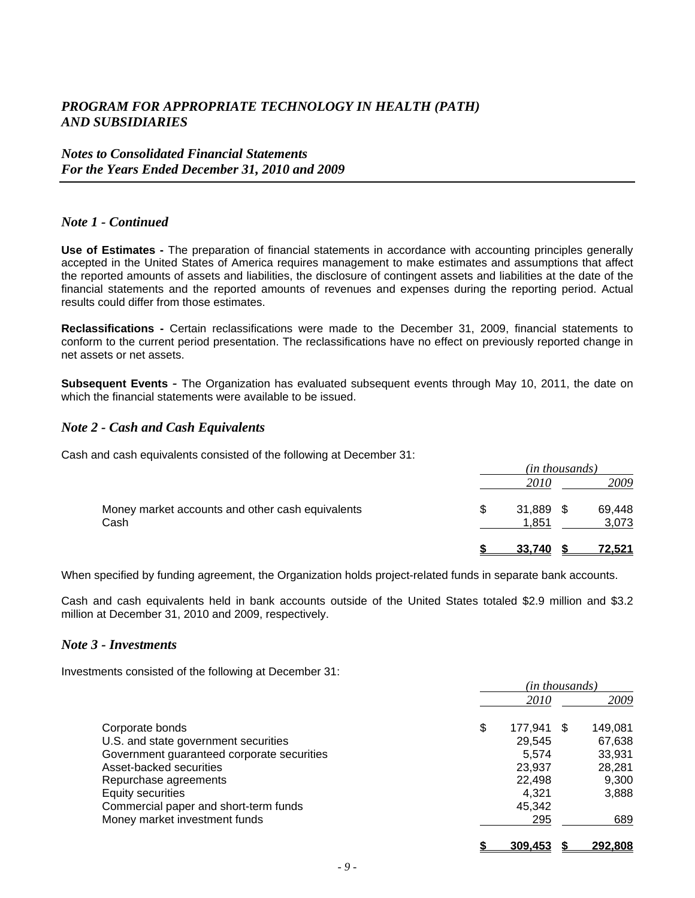# *PROGRAM FOR APPROPRIATE TECHNOLOGY IN HEALTH (PATH) AND SUBSIDIARIES*

## *Notes to Consolidated Financial Statements For the Years Ended December 31, 2010 and 2009*

### *Note 1 - Continued*

**Use of Estimates -** The preparation of financial statements in accordance with accounting principles generally accepted in the United States of America requires management to make estimates and assumptions that affect the reported amounts of assets and liabilities, the disclosure of contingent assets and liabilities at the date of the financial statements and the reported amounts of revenues and expenses during the reporting period. Actual results could differ from those estimates.

**Reclassifications -** Certain reclassifications were made to the December 31, 2009, financial statements to conform to the current period presentation. The reclassifications have no effect on previously reported change in net assets or net assets.

**Subsequent Events -** The Organization has evaluated subsequent events through May 10, 2011, the date on which the financial statements were available to be issued.

### *Note 2 - Cash and Cash Equivalents*

Cash and cash equivalents consisted of the following at December 31:

| | *(in thousands)* | |
|---|---|---|
| | *2010* | *2009* |
| Money market accounts and other cash equivalents | $ 31,889 | $ 69,448 |
| Cash | 1,851 | 3,073 |
| | **$ 33,740** | **$ 72,521** |

When specified by funding agreement, the Organization holds project-related funds in separate bank accounts.

Cash and cash equivalents held in bank accounts outside of the United States totaled $2.9 million and $3.2 million at December 31, 2010 and 2009, respectively.

### *Note 3 - Investments*

Investments consisted of the following at December 31:

| | *(in thousands)* | |
|---|---|---|
| | *2010* | *2009* |
| Corporate bonds | $ 177,941 | $ 149,081 |
| U.S. and state government securities | 29,545 | 67,638 |
| Government guaranteed corporate securities | 5,574 | 33,931 |
| Asset-backed securities | 23,937 | 28,281 |
| Repurchase agreements | 22,498 | 9,300 |
| Equity securities | 4,321 | 3,888 |
| Commercial paper and short-term funds | 45,342 | |
| Money market investment funds | 295 | 689 |
| | **$ 309,453** | **$ 292,808** |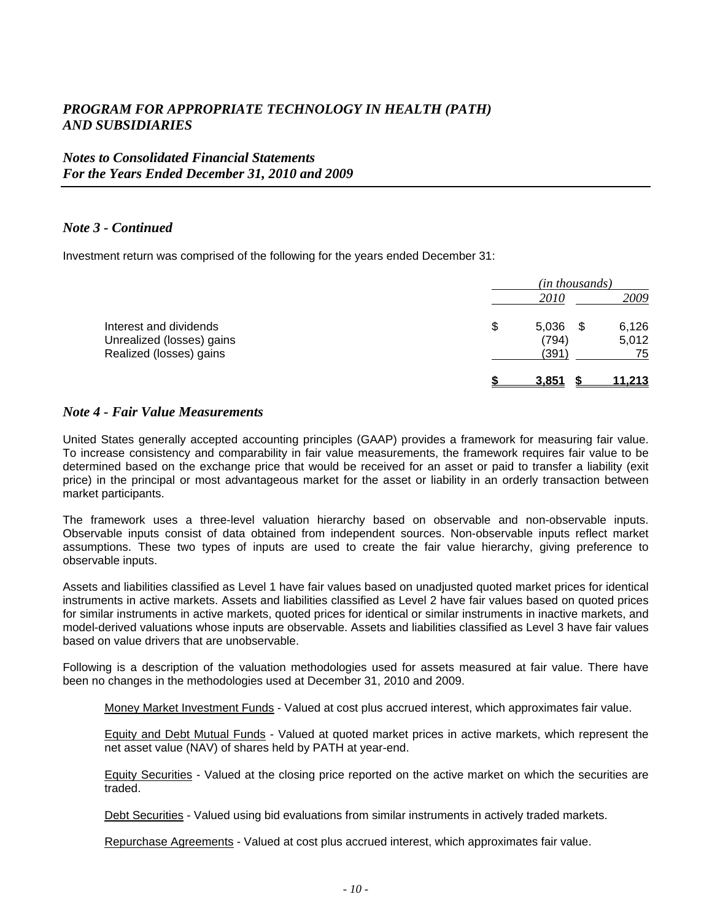# *PROGRAM FOR APPROPRIATE TECHNOLOGY IN HEALTH (PATH) AND SUBSIDIARIES*

## *Notes to Consolidated Financial Statements For the Years Ended December 31, 2010 and 2009*

### *Note 3 - Continued*

Investment return was comprised of the following for the years ended December 31:

| | *(in thousands)* | |
|---|---|---|
| | *2010* | *2009* |
| Interest and dividends | $ 5,036 | $ 6,126 |
| Unrealized (losses) gains | (794) | 5,012 |
| Realized (losses) gains | (391) | 75 |
| | **$ 3,851** | **$ 11,213** |

### *Note 4 - Fair Value Measurements*

United States generally accepted accounting principles (GAAP) provides a framework for measuring fair value. To increase consistency and comparability in fair value measurements, the framework requires fair value to be determined based on the exchange price that would be received for an asset or paid to transfer a liability (exit price) in the principal or most advantageous market for the asset or liability in an orderly transaction between market participants.

The framework uses a three-level valuation hierarchy based on observable and non-observable inputs. Observable inputs consist of data obtained from independent sources. Non-observable inputs reflect market assumptions. These two types of inputs are used to create the fair value hierarchy, giving preference to observable inputs.

Assets and liabilities classified as Level 1 have fair values based on unadjusted quoted market prices for identical instruments in active markets. Assets and liabilities classified as Level 2 have fair values based on quoted prices for similar instruments in active markets, quoted prices for identical or similar instruments in inactive markets, and model-derived valuations whose inputs are observable. Assets and liabilities classified as Level 3 have fair values based on value drivers that are unobservable.

Following is a description of the valuation methodologies used for assets measured at fair value. There have been no changes in the methodologies used at December 31, 2010 and 2009.

Money Market Investment Funds - Valued at cost plus accrued interest, which approximates fair value.

Equity and Debt Mutual Funds - Valued at quoted market prices in active markets, which represent the net asset value (NAV) of shares held by PATH at year-end.

Equity Securities - Valued at the closing price reported on the active market on which the securities are traded.

Debt Securities - Valued using bid evaluations from similar instruments in actively traded markets.

Repurchase Agreements - Valued at cost plus accrued interest, which approximates fair value.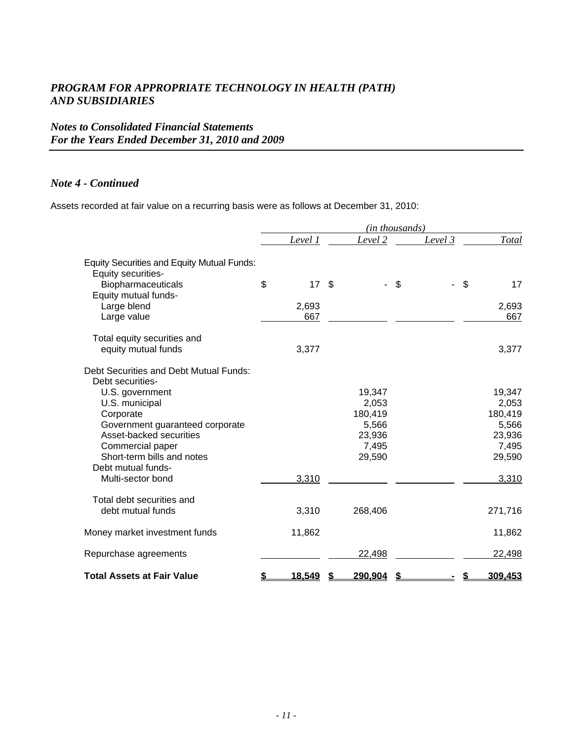*PROGRAM FOR APPROPRIATE TECHNOLOGY IN HEALTH (PATH)*
*AND SUBSIDIARIES*

*Notes to Consolidated Financial Statements*
*For the Years Ended December 31, 2010 and 2009*

### *Note 4 - Continued*

Assets recorded at fair value on a recurring basis were as follows at December 31, 2010:

| | *(in thousands)* | | | |
|---|---|---|---|---|
| | *Level 1* | *Level 2* | *Level 3* | *Total* |
| Equity Securities and Equity Mutual Funds: | | | | |
| Equity securities- | | | | |
| Biopharmaceuticals | $ 17 | $ - | $ - | $ 17 |
| Equity mutual funds- | | | | |
| Large blend | 2,693 | | | 2,693 |
| Large value | 667 | | | 667 |
| Total equity securities and equity mutual funds | 3,377 | | | 3,377 |
| Debt Securities and Debt Mutual Funds: | | | | |
| Debt securities- | | | | |
| U.S. government | | 19,347 | | 19,347 |
| U.S. municipal | | 2,053 | | 2,053 |
| Corporate | | 180,419 | | 180,419 |
| Government guaranteed corporate | | 5,566 | | 5,566 |
| Asset-backed securities | | 23,936 | | 23,936 |
| Commercial paper | | 7,495 | | 7,495 |
| Short-term bills and notes | | 29,590 | | 29,590 |
| Debt mutual funds- | | | | |
| Multi-sector bond | 3,310 | | | 3,310 |
| Total debt securities and debt mutual funds | 3,310 | 268,406 | | 271,716 |
| Money market investment funds | 11,862 | | | 11,862 |
| Repurchase agreements | | 22,498 | | 22,498 |
| **Total Assets at Fair Value** | **$ 18,549** | **$ 290,904** | **$ -** | **$ 309,453** |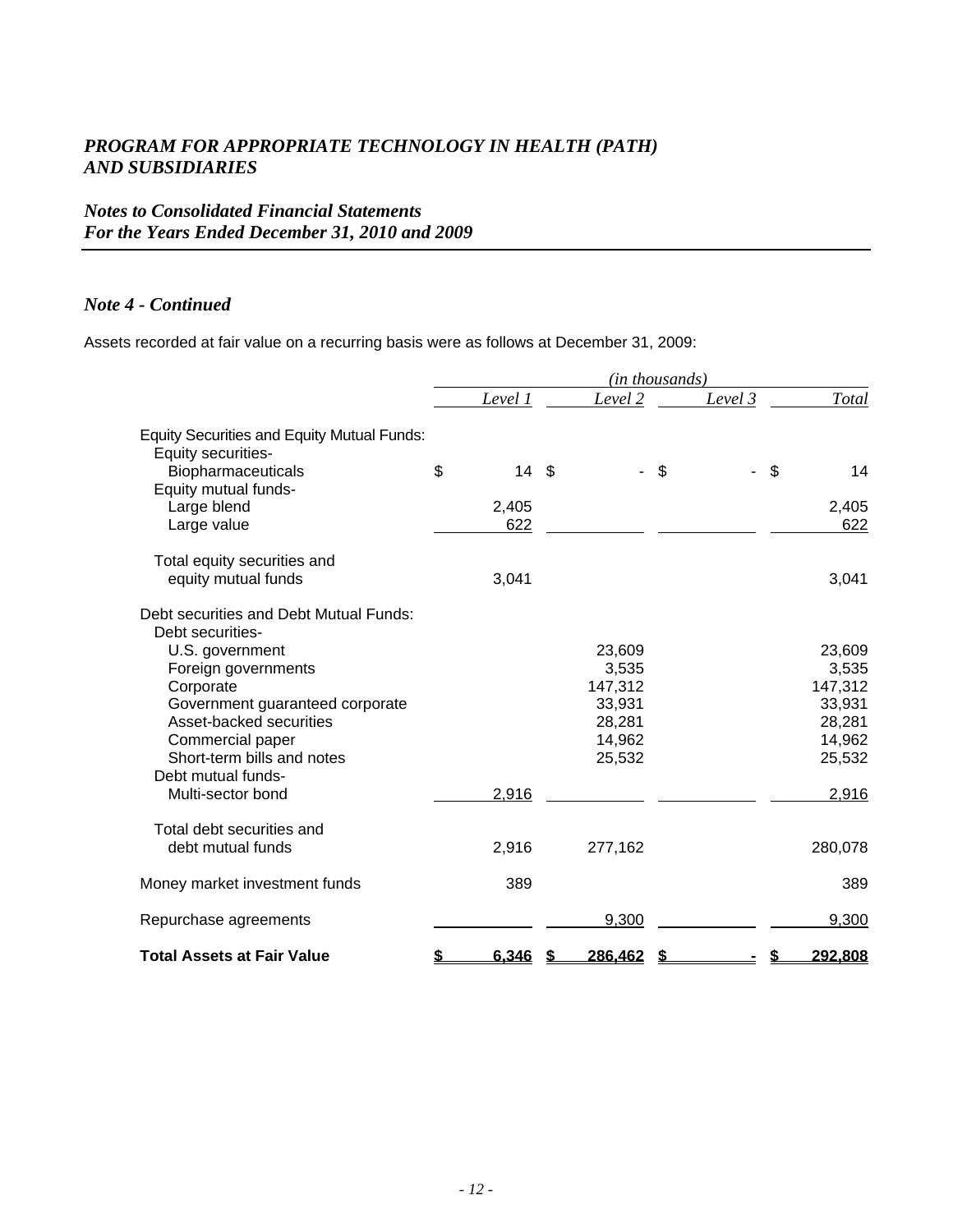*PROGRAM FOR APPROPRIATE TECHNOLOGY IN HEALTH (PATH) AND SUBSIDIARIES*

*Notes to Consolidated Financial Statements For the Years Ended December 31, 2010 and 2009*

### *Note 4 - Continued*

Assets recorded at fair value on a recurring basis were as follows at December 31, 2009:

| | *(in thousands)* | | | |
|---|---|---|---|---|
| | *Level 1* | *Level 2* | *Level 3* | *Total* |
| Equity Securities and Equity Mutual Funds: | | | | |
| Equity securities- | | | | |
| Biopharmaceuticals | $ 14 | $ - | $ - | $ 14 |
| Equity mutual funds- | | | | |
| Large blend | 2,405 | | | 2,405 |
| Large value | 622 | | | 622 |
| Total equity securities and equity mutual funds | 3,041 | | | 3,041 |
| Debt securities and Debt Mutual Funds: | | | | |
| Debt securities- | | | | |
| U.S. government | | 23,609 | | 23,609 |
| Foreign governments | | 3,535 | | 3,535 |
| Corporate | | 147,312 | | 147,312 |
| Government guaranteed corporate | | 33,931 | | 33,931 |
| Asset-backed securities | | 28,281 | | 28,281 |
| Commercial paper | | 14,962 | | 14,962 |
| Short-term bills and notes | | 25,532 | | 25,532 |
| Debt mutual funds- | | | | |
| Multi-sector bond | 2,916 | | | 2,916 |
| Total debt securities and debt mutual funds | 2,916 | 277,162 | | 280,078 |
| Money market investment funds | 389 | | | 389 |
| Repurchase agreements | | 9,300 | | 9,300 |
| **Total Assets at Fair Value** | **$ 6,346** | **$ 286,462** | **$ -** | **$ 292,808** |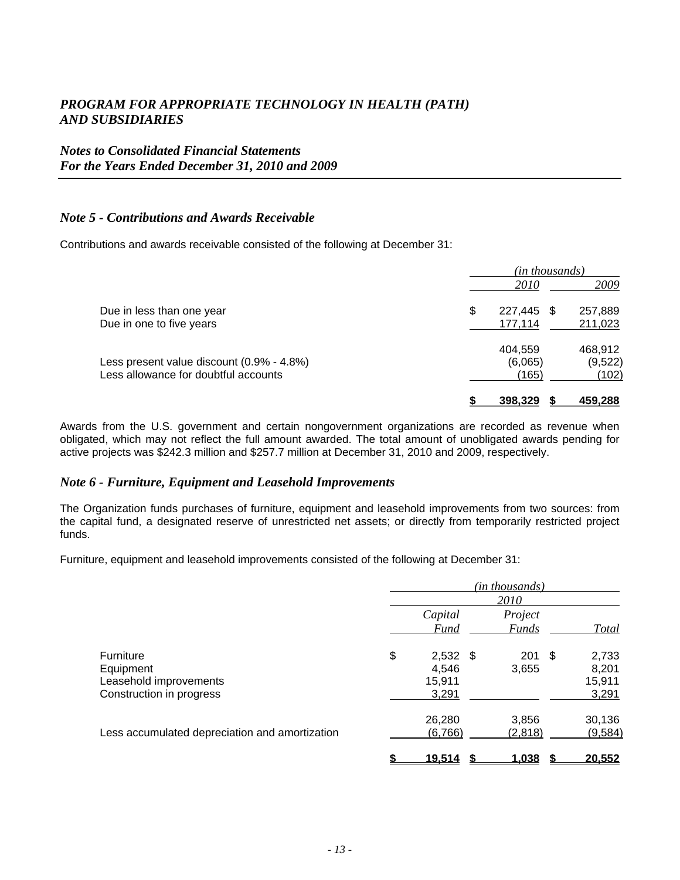# *PROGRAM FOR APPROPRIATE TECHNOLOGY IN HEALTH (PATH) AND SUBSIDIARIES*

## *Notes to Consolidated Financial Statements For the Years Ended December 31, 2010 and 2009*

### *Note 5 - Contributions and Awards Receivable*

Contributions and awards receivable consisted of the following at December 31:

| | *(in thousands)* | |
|---|---|---|
| | *2010* | *2009* |
| Due in less than one year | $ 227,445 | $ 257,889 |
| Due in one to five years | 177,114 | 211,023 |
| | 404,559 | 468,912 |
| Less present value discount (0.9% - 4.8%) | (6,065) | (9,522) |
| Less allowance for doubtful accounts | (165) | (102) |
| | **$ 398,329** | **$ 459,288** |

Awards from the U.S. government and certain nongovernment organizations are recorded as revenue when obligated, which may not reflect the full amount awarded. The total amount of unobligated awards pending for active projects was $242.3 million and $257.7 million at December 31, 2010 and 2009, respectively.

### *Note 6 - Furniture, Equipment and Leasehold Improvements*

The Organization funds purchases of furniture, equipment and leasehold improvements from two sources: from the capital fund, a designated reserve of unrestricted net assets; or directly from temporarily restricted project funds.

Furniture, equipment and leasehold improvements consisted of the following at December 31:

| | *(in thousands)* | | |
|---|---|---|---|
| | *2010* | | |
| | *Capital Fund* | *Project Funds* | *Total* |
| Furniture | $ 2,532 | $ 201 | $ 2,733 |
| Equipment | 4,546 | 3,655 | 8,201 |
| Leasehold improvements | 15,911 | | 15,911 |
| Construction in progress | 3,291 | | 3,291 |
| | 26,280 | 3,856 | 30,136 |
| Less accumulated depreciation and amortization | (6,766) | (2,818) | (9,584) |
| | **$ 19,514** | **$ 1,038** | **$ 20,552** |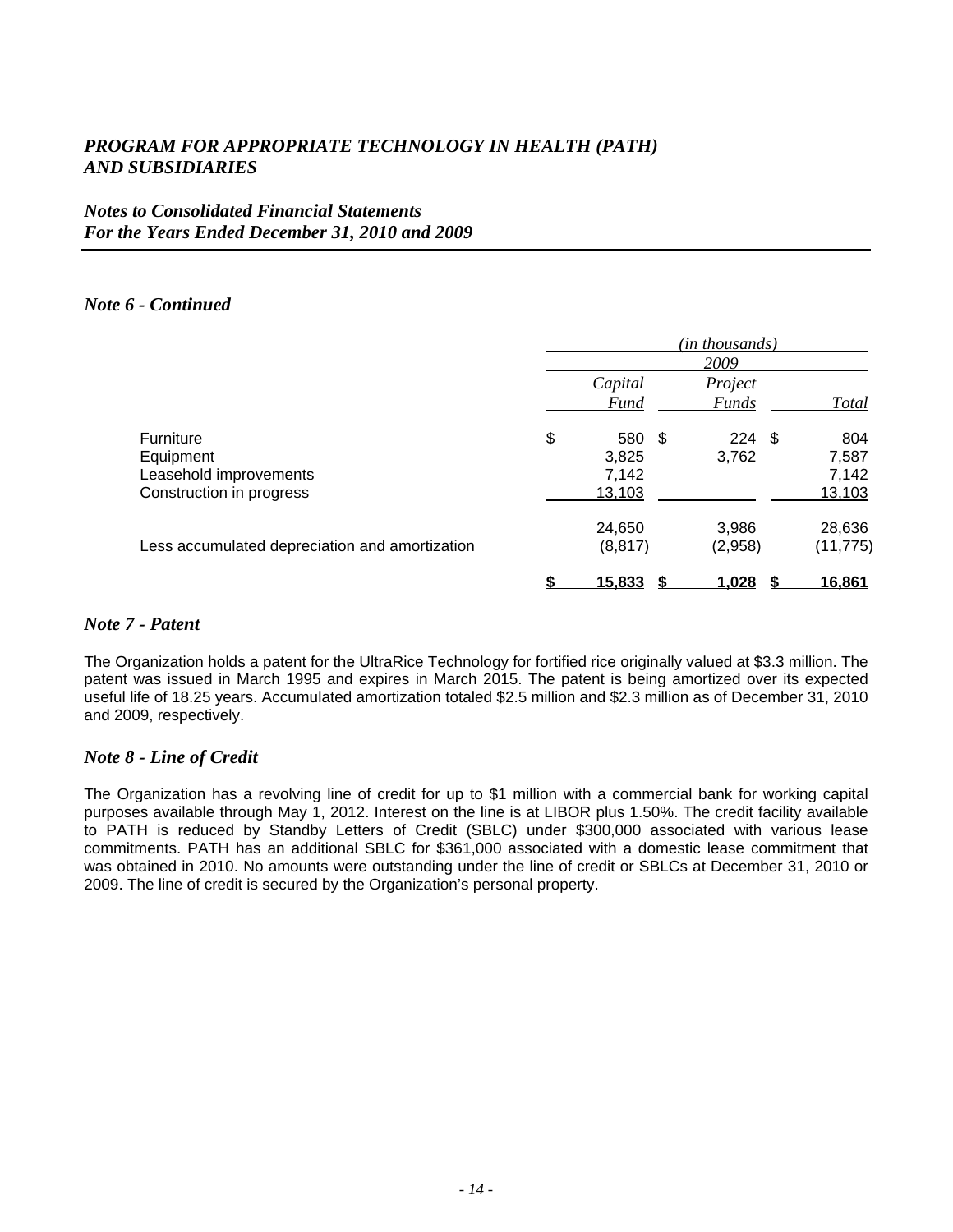### *Note 6 - Continued*

| | *(in thousands)* | | |
|---|---|---|---|
| | *2009* | | |
| | *Capital Fund* | *Project Funds* | *Total* |
| Furniture | $ 580 | $ 224 | $ 804 |
| Equipment | 3,825 | 3,762 | 7,587 |
| Leasehold improvements | 7,142 | | 7,142 |
| Construction in progress | 13,103 | | 13,103 |
| | 24,650 | 3,986 | 28,636 |
| Less accumulated depreciation and amortization | (8,817) | (2,958) | (11,775) |
| | $ 15,833 | $ 1,028 | $ 16,861 |

## *Note 7 - Patent*

The Organization holds a patent for the UltraRice Technology for fortified rice originally valued at $3.3 million. The patent was issued in March 1995 and expires in March 2015. The patent is being amortized over its expected useful life of 18.25 years. Accumulated amortization totaled $2.5 million and $2.3 million as of December 31, 2010 and 2009, respectively.

## *Note 8 - Line of Credit*

The Organization has a revolving line of credit for up to $1 million with a commercial bank for working capital purposes available through May 1, 2012. Interest on the line is at LIBOR plus 1.50%. The credit facility available to PATH is reduced by Standby Letters of Credit (SBLC) under $300,000 associated with various lease commitments. PATH has an additional SBLC for $361,000 associated with a domestic lease commitment that was obtained in 2010. No amounts were outstanding under the line of credit or SBLCs at December 31, 2010 or 2009. The line of credit is secured by the Organization's personal property.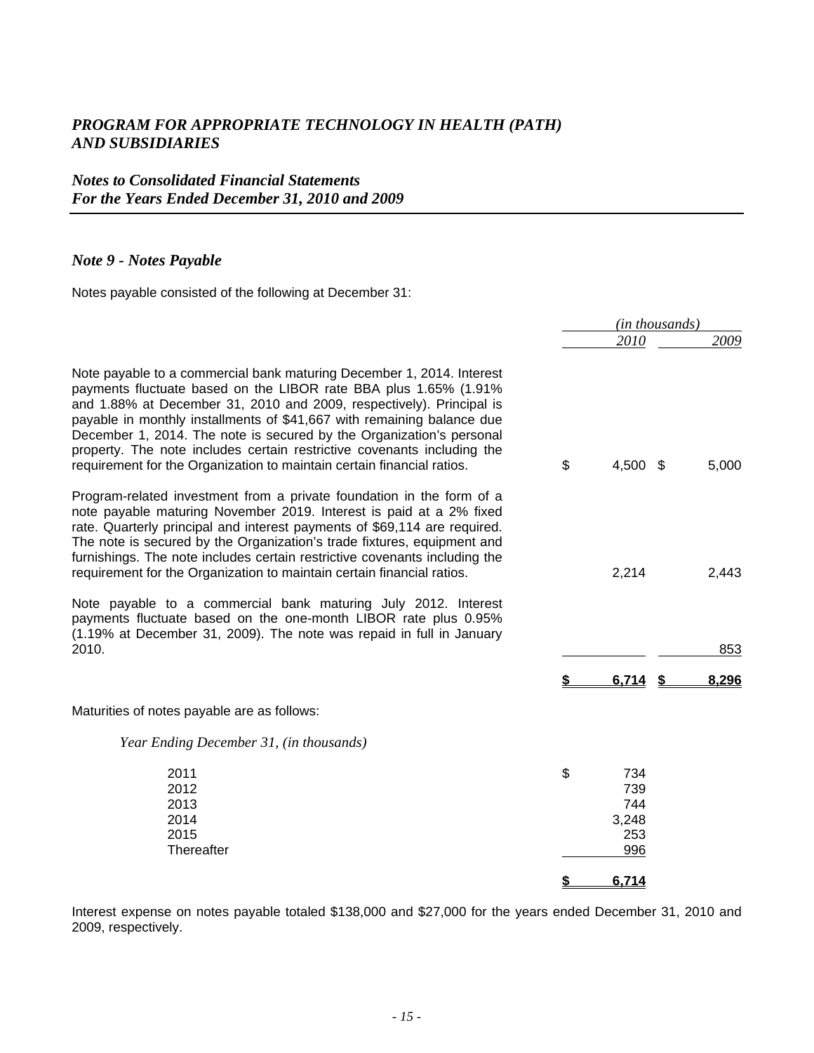# *PROGRAM FOR APPROPRIATE TECHNOLOGY IN HEALTH (PATH) AND SUBSIDIARIES*

## *Notes to Consolidated Financial Statements For the Years Ended December 31, 2010 and 2009*

### *Note 9 - Notes Payable*

Notes payable consisted of the following at December 31:

| | *(in thousands)* | |
|---|---|---|
| | *2010* | *2009* |
| Note payable to a commercial bank maturing December 1, 2014. Interest payments fluctuate based on the LIBOR rate BBA plus 1.65% (1.91% and 1.88% at December 31, 2010 and 2009, respectively). Principal is payable in monthly installments of $41,667 with remaining balance due December 1, 2014. The note is secured by the Organization's personal property. The note includes certain restrictive covenants including the requirement for the Organization to maintain certain financial ratios. | $ 4,500 | $ 5,000 |
| Program-related investment from a private foundation in the form of a note payable maturing November 2019. Interest is paid at a 2% fixed rate. Quarterly principal and interest payments of $69,114 are required. The note is secured by the Organization's trade fixtures, equipment and furnishings. The note includes certain restrictive covenants including the requirement for the Organization to maintain certain financial ratios. | 2,214 | 2,443 |
| Note payable to a commercial bank maturing July 2012. Interest payments fluctuate based on the one-month LIBOR rate plus 0.95% (1.19% at December 31, 2009). The note was repaid in full in January 2010. | | 853 |
| | **$ 6,714** | **$ 8,296** |

Maturities of notes payable are as follows:

| *Year Ending December 31, (in thousands)* | |
|---|---|
| 2011 | $ 734 |
| 2012 | 739 |
| 2013 | 744 |
| 2014 | 3,248 |
| 2015 | 253 |
| Thereafter | 996 |
| | **$ 6,714** |

Interest expense on notes payable totaled $138,000 and $27,000 for the years ended December 31, 2010 and 2009, respectively.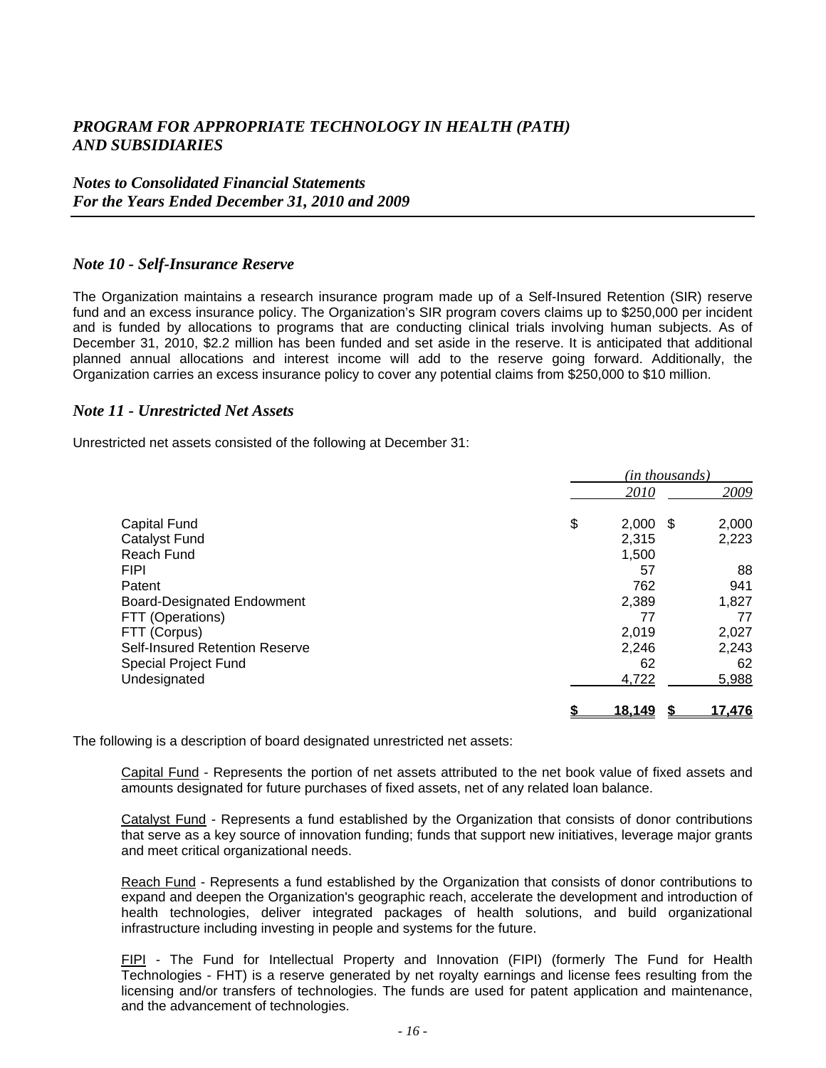# *PROGRAM FOR APPROPRIATE TECHNOLOGY IN HEALTH (PATH) AND SUBSIDIARIES*

## *Notes to Consolidated Financial Statements For the Years Ended December 31, 2010 and 2009*

### *Note 10 - Self-Insurance Reserve*

The Organization maintains a research insurance program made up of a Self-Insured Retention (SIR) reserve fund and an excess insurance policy. The Organization's SIR program covers claims up to $250,000 per incident and is funded by allocations to programs that are conducting clinical trials involving human subjects. As of December 31, 2010, $2.2 million has been funded and set aside in the reserve. It is anticipated that additional planned annual allocations and interest income will add to the reserve going forward. Additionally, the Organization carries an excess insurance policy to cover any potential claims from $250,000 to $10 million.

### *Note 11 - Unrestricted Net Assets*

Unrestricted net assets consisted of the following at December 31:

| | *(in thousands)* | |
|---|---|---|
| | *2010* | *2009* |
| Capital Fund | $ 2,000 | $ 2,000 |
| Catalyst Fund | 2,315 | 2,223 |
| Reach Fund | 1,500 | |
| FIPI | 57 | 88 |
| Patent | 762 | 941 |
| Board-Designated Endowment | 2,389 | 1,827 |
| FTT (Operations) | 77 | 77 |
| FTT (Corpus) | 2,019 | 2,027 |
| Self-Insured Retention Reserve | 2,246 | 2,243 |
| Special Project Fund | 62 | 62 |
| Undesignated | 4,722 | 5,988 |
| | **$ 18,149** | **$ 17,476** |

The following is a description of board designated unrestricted net assets:

Capital Fund - Represents the portion of net assets attributed to the net book value of fixed assets and amounts designated for future purchases of fixed assets, net of any related loan balance.

Catalyst Fund - Represents a fund established by the Organization that consists of donor contributions that serve as a key source of innovation funding; funds that support new initiatives, leverage major grants and meet critical organizational needs.

Reach Fund - Represents a fund established by the Organization that consists of donor contributions to expand and deepen the Organization's geographic reach, accelerate the development and introduction of health technologies, deliver integrated packages of health solutions, and build organizational infrastructure including investing in people and systems for the future.

FIPI - The Fund for Intellectual Property and Innovation (FIPI) (formerly The Fund for Health Technologies - FHT) is a reserve generated by net royalty earnings and license fees resulting from the licensing and/or transfers of technologies. The funds are used for patent application and maintenance, and the advancement of technologies.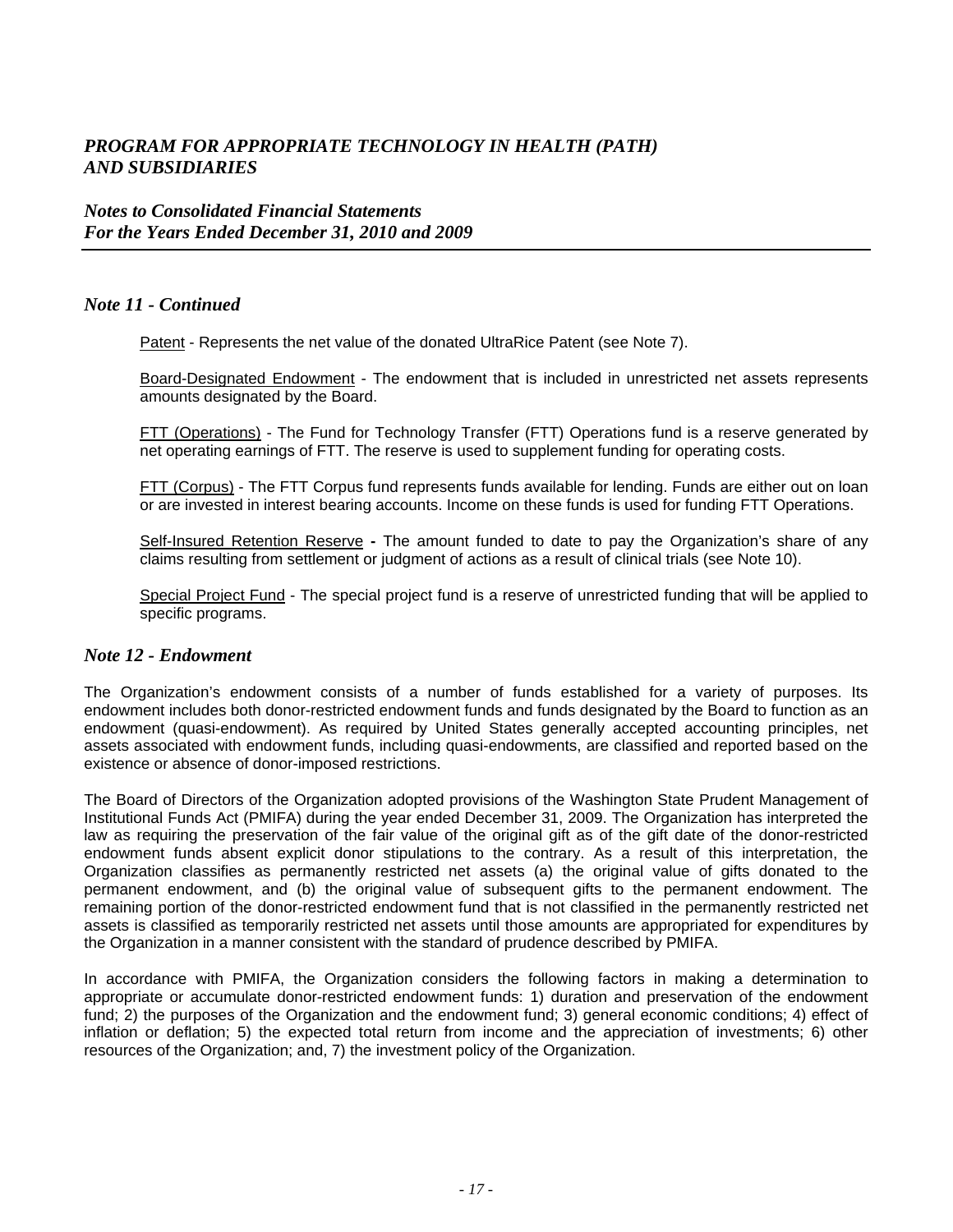## *Note 11 - Continued*

Patent - Represents the net value of the donated UltraRice Patent (see Note 7).

Board-Designated Endowment - The endowment that is included in unrestricted net assets represents amounts designated by the Board.

FTT (Operations) - The Fund for Technology Transfer (FTT) Operations fund is a reserve generated by net operating earnings of FTT. The reserve is used to supplement funding for operating costs.

FTT (Corpus) - The FTT Corpus fund represents funds available for lending. Funds are either out on loan or are invested in interest bearing accounts. Income on these funds is used for funding FTT Operations.

Self-Insured Retention Reserve **-** The amount funded to date to pay the Organization's share of any claims resulting from settlement or judgment of actions as a result of clinical trials (see Note 10).

Special Project Fund - The special project fund is a reserve of unrestricted funding that will be applied to specific programs.

## *Note 12 - Endowment*

The Organization's endowment consists of a number of funds established for a variety of purposes. Its endowment includes both donor-restricted endowment funds and funds designated by the Board to function as an endowment (quasi-endowment). As required by United States generally accepted accounting principles, net assets associated with endowment funds, including quasi-endowments, are classified and reported based on the existence or absence of donor-imposed restrictions.

The Board of Directors of the Organization adopted provisions of the Washington State Prudent Management of Institutional Funds Act (PMIFA) during the year ended December 31, 2009. The Organization has interpreted the law as requiring the preservation of the fair value of the original gift as of the gift date of the donor-restricted endowment funds absent explicit donor stipulations to the contrary. As a result of this interpretation, the Organization classifies as permanently restricted net assets (a) the original value of gifts donated to the permanent endowment, and (b) the original value of subsequent gifts to the permanent endowment. The remaining portion of the donor-restricted endowment fund that is not classified in the permanently restricted net assets is classified as temporarily restricted net assets until those amounts are appropriated for expenditures by the Organization in a manner consistent with the standard of prudence described by PMIFA.

In accordance with PMIFA, the Organization considers the following factors in making a determination to appropriate or accumulate donor-restricted endowment funds: 1) duration and preservation of the endowment fund; 2) the purposes of the Organization and the endowment fund; 3) general economic conditions; 4) effect of inflation or deflation; 5) the expected total return from income and the appreciation of investments; 6) other resources of the Organization; and, 7) the investment policy of the Organization.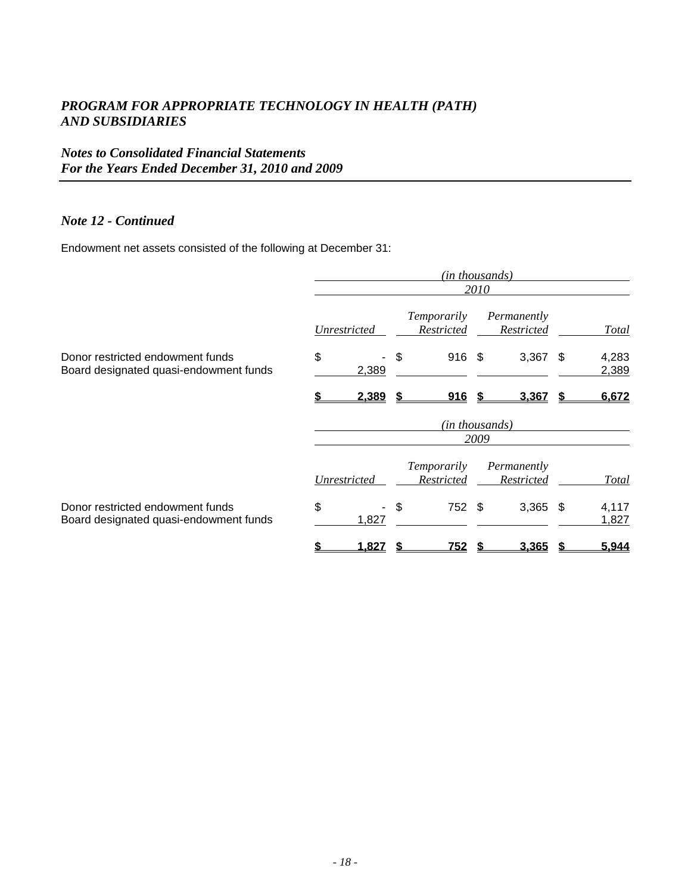# *PROGRAM FOR APPROPRIATE TECHNOLOGY IN HEALTH (PATH) AND SUBSIDIARIES*

## *Notes to Consolidated Financial Statements*
## *For the Years Ended December 31, 2010 and 2009*

### *Note 12 - Continued*

Endowment net assets consisted of the following at December 31:

| | *(in thousands)* | | | |
|---|---|---|---|---|
| | *2010* | | | |
| | *Unrestricted* | *Temporarily Restricted* | *Permanently Restricted* | *Total* |
| Donor restricted endowment funds | $ - | $ 916 | $ 3,367 | $ 4,283 |
| Board designated quasi-endowment funds | 2,389 | | | 2,389 |
| | **$ 2,389** | **$ 916** | **$ 3,367** | **$ 6,672** |

| | *(in thousands)* | | | |
|---|---|---|---|---|
| | *2009* | | | |
| | *Unrestricted* | *Temporarily Restricted* | *Permanently Restricted* | *Total* |
| Donor restricted endowment funds | $ - | $ 752 | $ 3,365 | $ 4,117 |
| Board designated quasi-endowment funds | 1,827 | | | 1,827 |
| | **$ 1,827** | **$ 752** | **$ 3,365** | **$ 5,944** |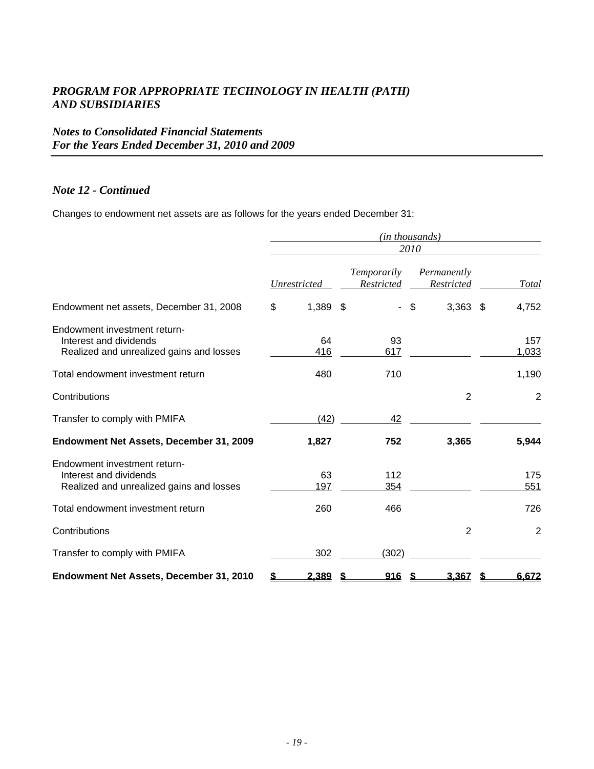# *PROGRAM FOR APPROPRIATE TECHNOLOGY IN HEALTH (PATH) AND SUBSIDIARIES*

## *Notes to Consolidated Financial Statements For the Years Ended December 31, 2010 and 2009*

### *Note 12 - Continued*

Changes to endowment net assets are as follows for the years ended December 31:

| | *(in thousands)* | | | |
|---|---|---|---|---|
| | *2010* | | | |
| | *Unrestricted* | *Temporarily Restricted* | *Permanently Restricted* | *Total* |
| Endowment net assets, December 31, 2008 | $ 1,389 | $ - | $ 3,363 | $ 4,752 |
| Endowment investment return- | | | | |
| Interest and dividends | 64 | 93 | | 157 |
| Realized and unrealized gains and losses | 416 | 617 | | 1,033 |
| Total endowment investment return | 480 | 710 | | 1,190 |
| Contributions | | | 2 | 2 |
| Transfer to comply with PMIFA | (42) | 42 | | |
| **Endowment Net Assets, December 31, 2009** | **1,827** | **752** | **3,365** | **5,944** |
| Endowment investment return- | | | | |
| Interest and dividends | 63 | 112 | | 175 |
| Realized and unrealized gains and losses | 197 | 354 | | 551 |
| Total endowment investment return | 260 | 466 | | 726 |
| Contributions | | | 2 | 2 |
| Transfer to comply with PMIFA | 302 | (302) | | |
| **Endowment Net Assets, December 31, 2010** | **$ 2,389** | **$ 916** | **$ 3,367** | **$ 6,672** |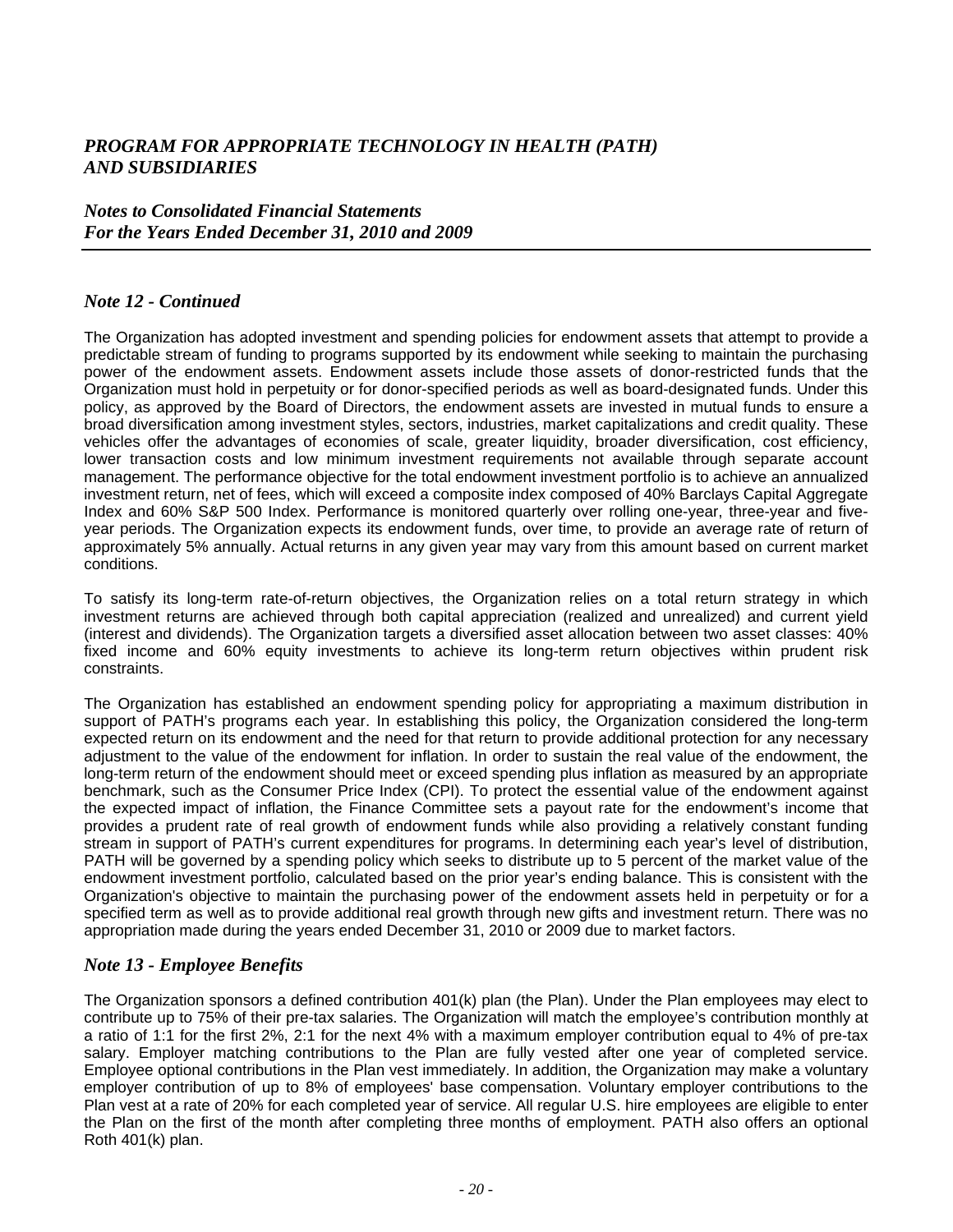## *Note 12 - Continued*

The Organization has adopted investment and spending policies for endowment assets that attempt to provide a predictable stream of funding to programs supported by its endowment while seeking to maintain the purchasing power of the endowment assets. Endowment assets include those assets of donor-restricted funds that the Organization must hold in perpetuity or for donor-specified periods as well as board-designated funds. Under this policy, as approved by the Board of Directors, the endowment assets are invested in mutual funds to ensure a broad diversification among investment styles, sectors, industries, market capitalizations and credit quality. These vehicles offer the advantages of economies of scale, greater liquidity, broader diversification, cost efficiency, lower transaction costs and low minimum investment requirements not available through separate account management. The performance objective for the total endowment investment portfolio is to achieve an annualized investment return, net of fees, which will exceed a composite index composed of 40% Barclays Capital Aggregate Index and 60% S&P 500 Index. Performance is monitored quarterly over rolling one-year, three-year and five-year periods. The Organization expects its endowment funds, over time, to provide an average rate of return of approximately 5% annually. Actual returns in any given year may vary from this amount based on current market conditions.

To satisfy its long-term rate-of-return objectives, the Organization relies on a total return strategy in which investment returns are achieved through both capital appreciation (realized and unrealized) and current yield (interest and dividends). The Organization targets a diversified asset allocation between two asset classes: 40% fixed income and 60% equity investments to achieve its long-term return objectives within prudent risk constraints.

The Organization has established an endowment spending policy for appropriating a maximum distribution in support of PATH's programs each year. In establishing this policy, the Organization considered the long-term expected return on its endowment and the need for that return to provide additional protection for any necessary adjustment to the value of the endowment for inflation. In order to sustain the real value of the endowment, the long-term return of the endowment should meet or exceed spending plus inflation as measured by an appropriate benchmark, such as the Consumer Price Index (CPI). To protect the essential value of the endowment against the expected impact of inflation, the Finance Committee sets a payout rate for the endowment's income that provides a prudent rate of real growth of endowment funds while also providing a relatively constant funding stream in support of PATH's current expenditures for programs. In determining each year's level of distribution, PATH will be governed by a spending policy which seeks to distribute up to 5 percent of the market value of the endowment investment portfolio, calculated based on the prior year's ending balance. This is consistent with the Organization's objective to maintain the purchasing power of the endowment assets held in perpetuity or for a specified term as well as to provide additional real growth through new gifts and investment return. There was no appropriation made during the years ended December 31, 2010 or 2009 due to market factors.

## *Note 13 - Employee Benefits*

The Organization sponsors a defined contribution 401(k) plan (the Plan). Under the Plan employees may elect to contribute up to 75% of their pre-tax salaries. The Organization will match the employee's contribution monthly at a ratio of 1:1 for the first 2%, 2:1 for the next 4% with a maximum employer contribution equal to 4% of pre-tax salary. Employer matching contributions to the Plan are fully vested after one year of completed service. Employee optional contributions in the Plan vest immediately. In addition, the Organization may make a voluntary employer contribution of up to 8% of employees' base compensation. Voluntary employer contributions to the Plan vest at a rate of 20% for each completed year of service. All regular U.S. hire employees are eligible to enter the Plan on the first of the month after completing three months of employment. PATH also offers an optional Roth 401(k) plan.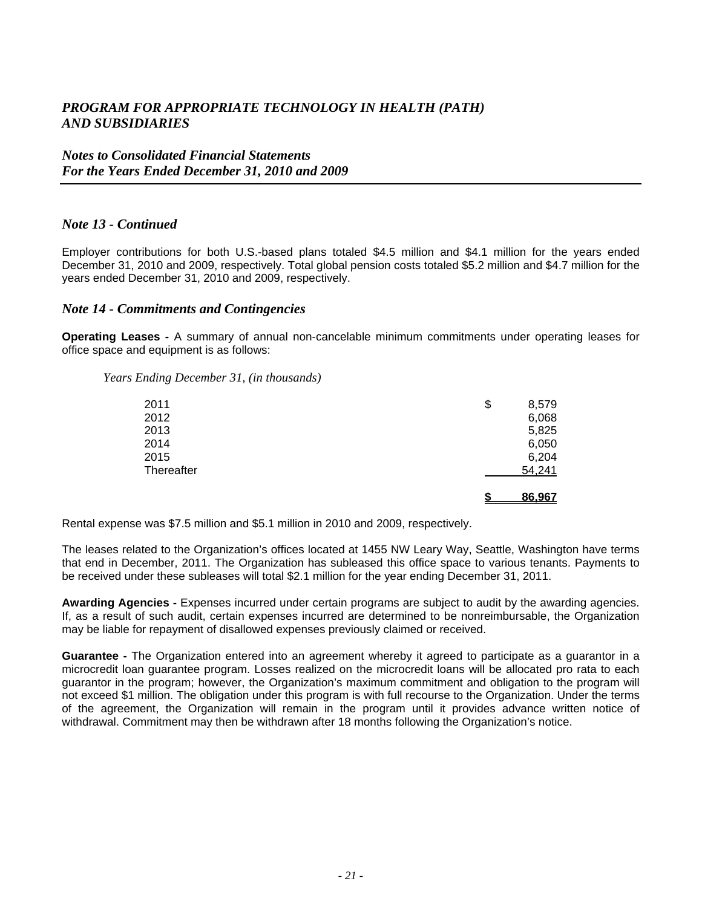# *PROGRAM FOR APPROPRIATE TECHNOLOGY IN HEALTH (PATH) AND SUBSIDIARIES*

## *Notes to Consolidated Financial Statements For the Years Ended December 31, 2010 and 2009*

### *Note 13 - Continued*

Employer contributions for both U.S.-based plans totaled $4.5 million and $4.1 million for the years ended December 31, 2010 and 2009, respectively. Total global pension costs totaled $5.2 million and $4.7 million for the years ended December 31, 2010 and 2009, respectively.

### *Note 14 - Commitments and Contingencies*

**Operating Leases -** A summary of annual non-cancelable minimum commitments under operating leases for office space and equipment is as follows:

*Years Ending December 31, (in thousands)*

| | |
|---|---|
| 2011 | $ 8,579 |
| 2012 | 6,068 |
| 2013 | 5,825 |
| 2014 | 6,050 |
| 2015 | 6,204 |
| Thereafter | 54,241 |
| | **$ 86,967** |

Rental expense was $7.5 million and $5.1 million in 2010 and 2009, respectively.

The leases related to the Organization's offices located at 1455 NW Leary Way, Seattle, Washington have terms that end in December, 2011. The Organization has subleased this office space to various tenants. Payments to be received under these subleases will total $2.1 million for the year ending December 31, 2011.

**Awarding Agencies -** Expenses incurred under certain programs are subject to audit by the awarding agencies. If, as a result of such audit, certain expenses incurred are determined to be nonreimbursable, the Organization may be liable for repayment of disallowed expenses previously claimed or received.

**Guarantee -** The Organization entered into an agreement whereby it agreed to participate as a guarantor in a microcredit loan guarantee program. Losses realized on the microcredit loans will be allocated pro rata to each guarantor in the program; however, the Organization's maximum commitment and obligation to the program will not exceed $1 million. The obligation under this program is with full recourse to the Organization. Under the terms of the agreement, the Organization will remain in the program until it provides advance written notice of withdrawal. Commitment may then be withdrawn after 18 months following the Organization's notice.